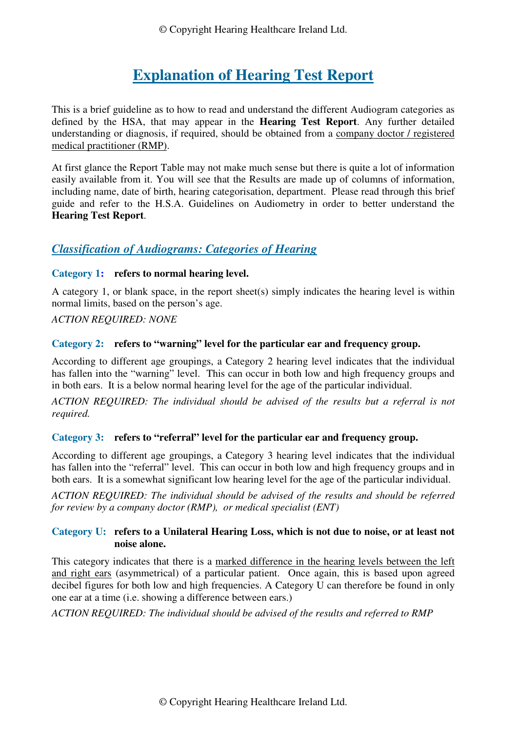# Explanation of Hearing Test Report

This is a brief guideline as to how to read and understand the different Audiogram categories as defined by the HSA, that may appear in the **Hearing Test Report**. Any further detailed understanding or diagnosis, if required, should be obtained from a company doctor / registered medical practitioner (RMP).

At first glance the Report Table may not make much sense but there is quite a lot of information easily available from it. You will see that the Results are made up of columns of information, including name, date of birth, hearing categorisation, department. Please read through this brief guide and refer to the H.S.A. Guidelines on Audiometry in order to better understand the **Hearing Test Report**.

## *Classification of Audiograms: Categories of Hearing*

### Category 1: refers to normal hearing level.

A category 1, or blank space, in the report sheet(s) simply indicates the hearing level is within normal limits, based on the person's age.

*ACTION REQUIRED: NONE*

### Category 2: refers to "warning" level for the particular ear and frequency group.

According to different age groupings, a Category 2 hearing level indicates that the individual has fallen into the "warning" level. This can occur in both low and high frequency groups and in both ears. It is a below normal hearing level for the age of the particular individual.

*ACTION REQUIRED: The individual should be advised of the results but a referral is not required.*

### Category 3: refers to "referral" level for the particular ear and frequency group.

According to different age groupings, a Category 3 hearing level indicates that the individual has fallen into the "referral" level. This can occur in both low and high frequency groups and in both ears. It is a somewhat significant low hearing level for the age of the particular individual.

*ACTION REQUIRED: The individual should be advised of the results and should be referred for review by a company doctor (RMP), or medical specialist (ENT)*

### Category U: refers to a Unilateral Hearing Loss, which is not due to noise, or at least not noise alone.

This category indicates that there is a marked difference in the hearing levels between the left and right ears (asymmetrical) of a particular patient. Once again, this is based upon agreed decibel figures for both low and high frequencies. A Category U can therefore be found in only one ear at a time (i.e. showing a difference between ears.)

*ACTION REQUIRED: The individual should be advised of the results and referred to RMP*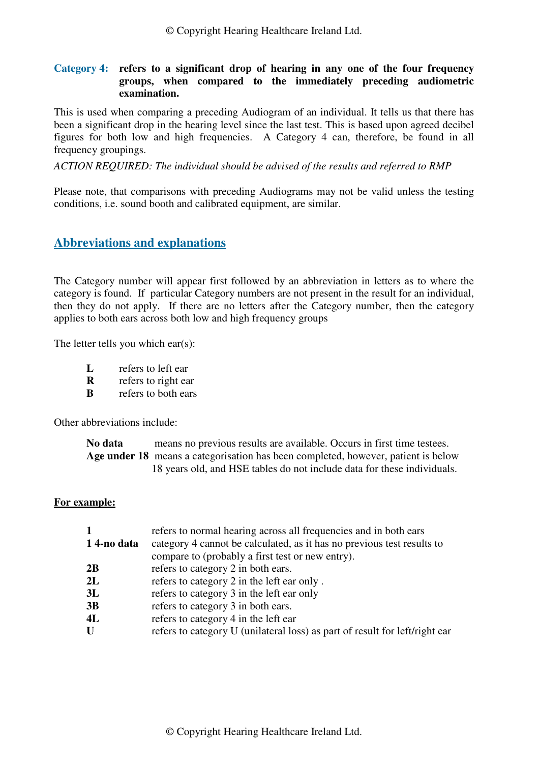**Category 4:** **refers to a significant drop of hearing in any one of the four frequency groups, when compared to the immediately preceding audiometric examination.**

This is used when comparing a preceding Audiogram of an individual. It tells us that there has been a significant drop in the hearing level since the last test. This is based upon agreed decibel figures for both low and high frequencies. A Category 4 can, therefore, be found in all frequency groupings.

*ACTION REQUIRED: The individual should be advised of the results and referred to RMP*

Please note, that comparisons with preceding Audiograms may not be valid unless the testing conditions, i.e. sound booth and calibrated equipment, are similar.

## Abbreviations and explanations

The Category number will appear first followed by an abbreviation in letters as to where the category is found. If particular Category numbers are not present in the result for an individual, then they do not apply. If there are no letters after the Category number, then the category applies to both ears across both low and high frequency groups

The letter tells you which ear(s):

- **L** refers to left ear
- **R** refers to right ear
- **B** refers to both ears

Other abbreviations include:

- **No data** means no previous results are available. Occurs in first time testees.
- **Age under 18** means a categorisation has been completed, however, patient is below 18 years old, and HSE tables do not include data for these individuals.

**For example:**

- **1** refers to normal hearing across all frequencies and in both ears
- **1 4-no data** category 4 cannot be calculated, as it has no previous test results to compare to (probably a first test or new entry).
- **2B** refers to category 2 in both ears.
- **2L** refers to category 2 in the left ear only .
- **3L** refers to category 3 in the left ear only
- **3B** refers to category 3 in both ears.
- **4L** refers to category 4 in the left ear
- **U** refers to category U (unilateral loss) as part of result for left/right ear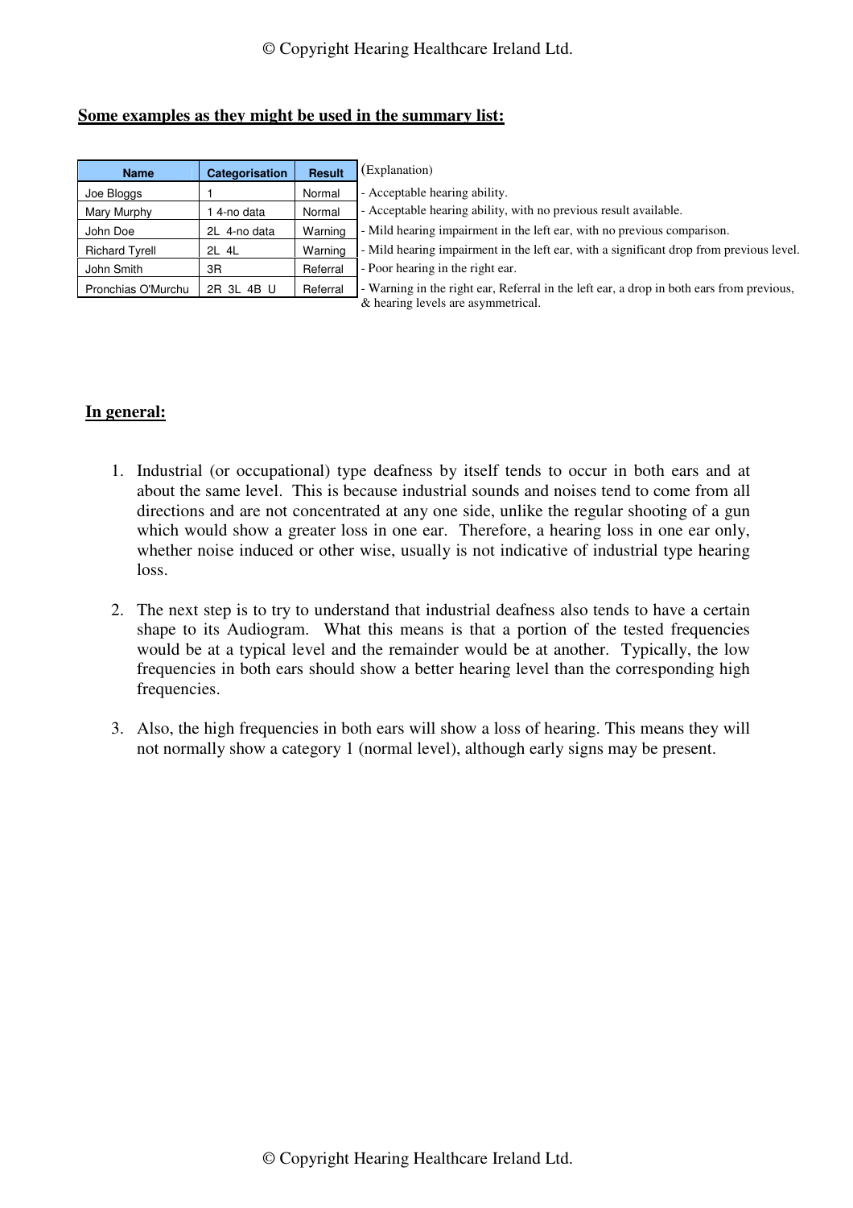**Some examples as they might be used in the summary list:**

| Name | Categorisation | Result | (Explanation) |
|---|---|---|---|
| Joe Bloggs | 1 | Normal | - Acceptable hearing ability. |
| Mary Murphy | 1 4-no data | Normal | - Acceptable hearing ability, with no previous result available. |
| John Doe | 2L 4-no data | Warning | - Mild hearing impairment in the left ear, with no previous comparison. |
| Richard Tyrell | 2L 4L | Warning | - Mild hearing impairment in the left ear, with a significant drop from previous level. |
| John Smith | 3R | Referral | - Poor hearing in the right ear. |
| Pronchias O'Murchu | 2R 3L 4B U | Referral | - Warning in the right ear, Referral in the left ear, a drop in both ears from previous, & hearing levels are asymmetrical. |

**In general:**

1. Industrial (or occupational) type deafness by itself tends to occur in both ears and at about the same level. This is because industrial sounds and noises tend to come from all directions and are not concentrated at any one side, unlike the regular shooting of a gun which would show a greater loss in one ear. Therefore, a hearing loss in one ear only, whether noise induced or other wise, usually is not indicative of industrial type hearing loss.

2. The next step is to try to understand that industrial deafness also tends to have a certain shape to its Audiogram. What this means is that a portion of the tested frequencies would be at a typical level and the remainder would be at another. Typically, the low frequencies in both ears should show a better hearing level than the corresponding high frequencies.

3. Also, the high frequencies in both ears will show a loss of hearing. This means they will not normally show a category 1 (normal level), although early signs may be present.